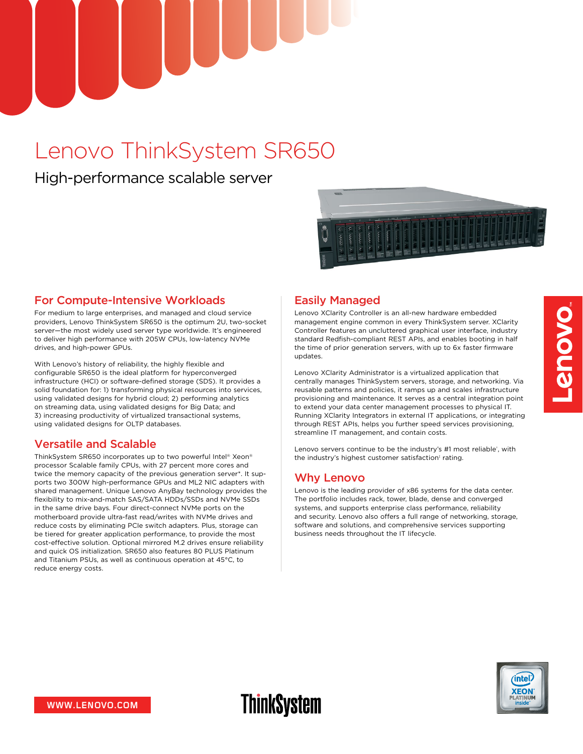# Lenovo ThinkSystem SR650

## High-performance scalable server

## For Compute-Intensive Workloads

For medium to large enterprises, and managed and cloud service providers, Lenovo ThinkSystem SR650 is the optimum 2U, two-socket server—the most widely used server type worldwide. It's engineered to deliver high performance with 205W CPUs, low-latency NVMe drives, and high-power GPUs.

With Lenovo's history of reliability, the highly flexible and configurable SR650 is the ideal platform for hyperconverged infrastructure (HCI) or software-defined storage (SDS). It provides a solid foundation for: 1) transforming physical resources into services, using validated designs for hybrid cloud; 2) performing analytics on streaming data, using validated designs for Big Data; and 3) increasing productivity of virtualized transactional systems, using validated designs for OLTP databases.

## Versatile and Scalable

ThinkSystem SR650 incorporates up to two powerful Intel® Xeon® processor Scalable family CPUs, with 27 percent more cores and twice the memory capacity of the previous generation server*. It supports two 300W high-performance GPUs and ML2 NIC adapters with shared management. Unique Lenovo AnyBay technology provides the flexibility to mix-and-match SAS/SATA HDDs/SSDs and NVMe SSDs in the same drive bays. Four direct-connect NVMe ports on the motherboard provide ultra-fast read/writes with NVMe drives and reduce costs by eliminating PCIe switch adapters. Plus, storage can be tiered for greater application performance, to provide the most cost-effective solution. Optional mirrored M.2 drives ensure reliability and quick OS initialization. SR650 also features 80 PLUS Platinum and Titanium PSUs, as well as continuous operation at 45°C, to reduce energy costs.

## Easily Managed

Lenovo XClarity Controller is an all-new hardware embedded management engine common in every ThinkSystem server. XClarity Controller features an uncluttered graphical user interface, industry standard Redfish-compliant REST APIs, and enables booting in half the time of prior generation servers, with up to 6x faster firmware updates.

Lenovo XClarity Administrator is a virtualized application that centrally manages ThinkSystem servers, storage, and networking. Via reusable patterns and policies, it ramps up and scales infrastructure provisioning and maintenance. It serves as a central integration point to extend your data center management processes to physical IT. Running XClarity Integrators in external IT applications, or integrating through REST APIs, helps you further speed services provisioning, streamline IT management, and contain costs.

Lenovo servers continue to be the industry's #1 most reliable[1], with the industry's highest customer satisfaction[1] rating.

## Why Lenovo

Lenovo is the leading provider of x86 systems for the data center. The portfolio includes rack, tower, blade, dense and converged systems, and supports enterprise class performance, reliability and security. Lenovo also offers a full range of networking, storage, software and solutions, and comprehensive services supporting business needs throughout the IT lifecycle.

WWW.LENOVO.COM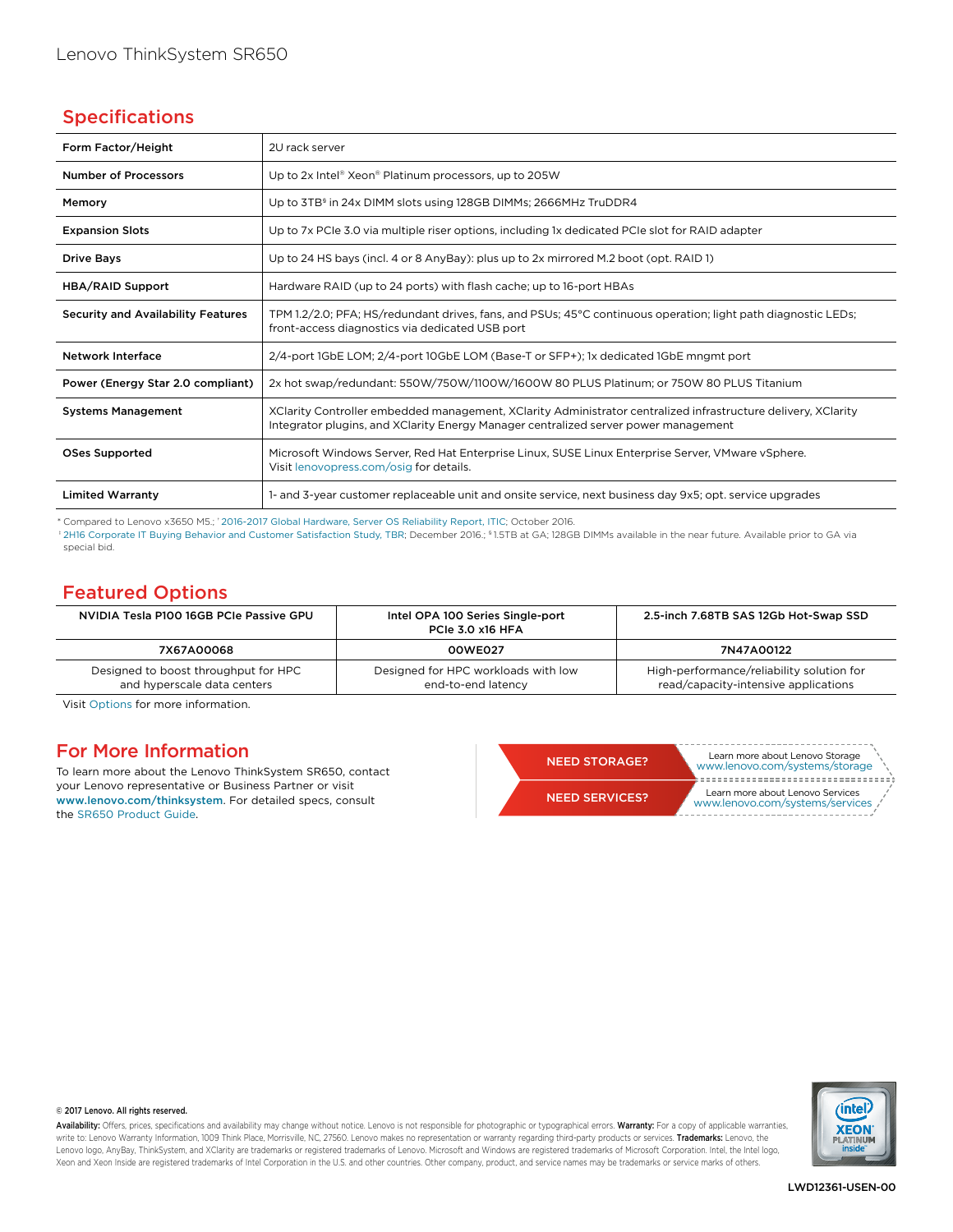Lenovo ThinkSystem SR650

## Specifications

| | |
|---|---|
| **Form Factor/Height** | 2U rack server |
| **Number of Processors** | Up to 2x Intel® Xeon® Platinum processors, up to 205W |
| **Memory** | Up to 3TB§ in 24x DIMM slots using 128GB DIMMs; 2666MHz TruDDR4 |
| **Expansion Slots** | Up to 7x PCIe 3.0 via multiple riser options, including 1x dedicated PCIe slot for RAID adapter |
| **Drive Bays** | Up to 24 HS bays (incl. 4 or 8 AnyBay): plus up to 2x mirrored M.2 boot (opt. RAID 1) |
| **HBA/RAID Support** | Hardware RAID (up to 24 ports) with flash cache; up to 16-port HBAs |
| **Security and Availability Features** | TPM 1.2/2.0; PFA; HS/redundant drives, fans, and PSUs; 45°C continuous operation; light path diagnostic LEDs; front-access diagnostics via dedicated USB port |
| **Network Interface** | 2/4-port 1GbE LOM; 2/4-port 10GbE LOM (Base-T or SFP+); 1x dedicated 1GbE mngmt port |
| **Power (Energy Star 2.0 compliant)** | 2x hot swap/redundant: 550W/750W/1100W/1600W 80 PLUS Platinum; or 750W 80 PLUS Titanium |
| **Systems Management** | XClarity Controller embedded management, XClarity Administrator centralized infrastructure delivery, XClarity Integrator plugins, and XClarity Energy Manager centralized server power management |
| **OSes Supported** | Microsoft Windows Server, Red Hat Enterprise Linux, SUSE Linux Enterprise Server, VMware vSphere. Visit lenovopress.com/osig for details. |
| **Limited Warranty** | 1- and 3-year customer replaceable unit and onsite service, next business day 9x5; opt. service upgrades |

* Compared to Lenovo x3650 M5.; † 2016-2017 Global Hardware, Server OS Reliability Report, ITIC; October 2016.
‡ 2H16 Corporate IT Buying Behavior and Customer Satisfaction Study, TBR; December 2016.; § 1.5TB at GA; 128GB DIMMs available in the near future. Available prior to GA via special bid.

## Featured Options

| NVIDIA Tesla P100 16GB PCIe Passive GPU | Intel OPA 100 Series Single-port PCIe 3.0 x16 HFA | 2.5-inch 7.68TB SAS 12Gb Hot-Swap SSD |
|---|---|---|
| 7X67A00068 | 00WE027 | 7N47A00122 |
| Designed to boost throughput for HPC and hyperscale data centers | Designed for HPC workloads with low end-to-end latency | High-performance/reliability solution for read/capacity-intensive applications |

Visit Options for more information.

## For More Information

To learn more about the Lenovo ThinkSystem SR650, contact your Lenovo representative or Business Partner or visit **www.lenovo.com/thinksystem**. For detailed specs, consult the SR650 Product Guide.

**NEED STORAGE?** Learn more about Lenovo Storage www.lenovo.com/systems/storage

**NEED SERVICES?** Learn more about Lenovo Services www.lenovo.com/systems/services

© 2017 Lenovo. All rights reserved.

**Availability:** Offers, prices, specifications and availability may change without notice. Lenovo is not responsible for photographic or typographical errors. **Warranty:** For a copy of applicable warranties, write to: Lenovo Warranty Information, 1009 Think Place, Morrisville, NC, 27560. Lenovo makes no representation or warranty regarding third-party products or services. **Trademarks:** Lenovo, the Lenovo logo, AnyBay, ThinkSystem, and XClarity are trademarks or registered trademarks of Lenovo. Microsoft and Windows are registered trademarks of Microsoft Corporation. Intel, the Intel logo, Xeon and Xeon Inside are registered trademarks of Intel Corporation in the U.S. and other countries. Other company, product, and service names may be trademarks or service marks of others.

LWD12361-USEN-00